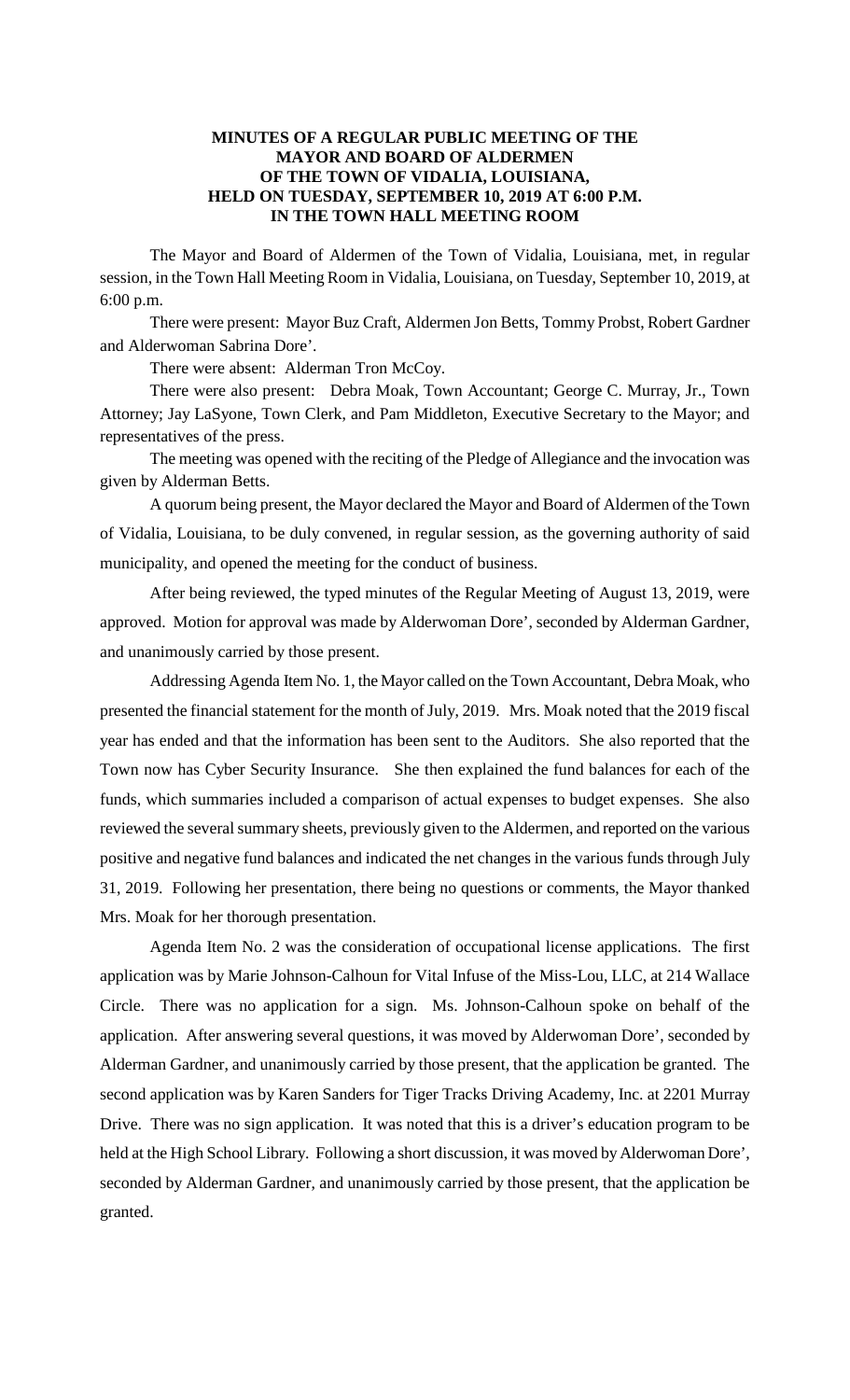**MINUTES OF A REGULAR PUBLIC MEETING OF THE MAYOR AND BOARD OF ALDERMEN OF THE TOWN OF VIDALIA, LOUISIANA, HELD ON TUESDAY, SEPTEMBER 10, 2019 AT 6:00 P.M. IN THE TOWN HALL MEETING ROOM**

The Mayor and Board of Aldermen of the Town of Vidalia, Louisiana, met, in regular session, in the Town Hall Meeting Room in Vidalia, Louisiana, on Tuesday, September 10, 2019, at 6:00 p.m.

There were present: Mayor Buz Craft, Aldermen Jon Betts, Tommy Probst, Robert Gardner and Alderwoman Sabrina Dore'.

There were absent: Alderman Tron McCoy.

There were also present: Debra Moak, Town Accountant; George C. Murray, Jr., Town Attorney; Jay LaSyone, Town Clerk, and Pam Middleton, Executive Secretary to the Mayor; and representatives of the press.

The meeting was opened with the reciting of the Pledge of Allegiance and the invocation was given by Alderman Betts.

A quorum being present, the Mayor declared the Mayor and Board of Aldermen of the Town of Vidalia, Louisiana, to be duly convened, in regular session, as the governing authority of said municipality, and opened the meeting for the conduct of business.

After being reviewed, the typed minutes of the Regular Meeting of August 13, 2019, were approved. Motion for approval was made by Alderwoman Dore', seconded by Alderman Gardner, and unanimously carried by those present.

Addressing Agenda Item No. 1, the Mayor called on the Town Accountant, Debra Moak, who presented the financial statement for the month of July, 2019. Mrs. Moak noted that the 2019 fiscal year has ended and that the information has been sent to the Auditors. She also reported that the Town now has Cyber Security Insurance. She then explained the fund balances for each of the funds, which summaries included a comparison of actual expenses to budget expenses. She also reviewed the several summary sheets, previously given to the Aldermen, and reported on the various positive and negative fund balances and indicated the net changes in the various funds through July 31, 2019. Following her presentation, there being no questions or comments, the Mayor thanked Mrs. Moak for her thorough presentation.

Agenda Item No. 2 was the consideration of occupational license applications. The first application was by Marie Johnson-Calhoun for Vital Infuse of the Miss-Lou, LLC, at 214 Wallace Circle. There was no application for a sign. Ms. Johnson-Calhoun spoke on behalf of the application. After answering several questions, it was moved by Alderwoman Dore', seconded by Alderman Gardner, and unanimously carried by those present, that the application be granted. The second application was by Karen Sanders for Tiger Tracks Driving Academy, Inc. at 2201 Murray Drive. There was no sign application. It was noted that this is a driver's education program to be held at the High School Library. Following a short discussion, it was moved by Alderwoman Dore', seconded by Alderman Gardner, and unanimously carried by those present, that the application be granted.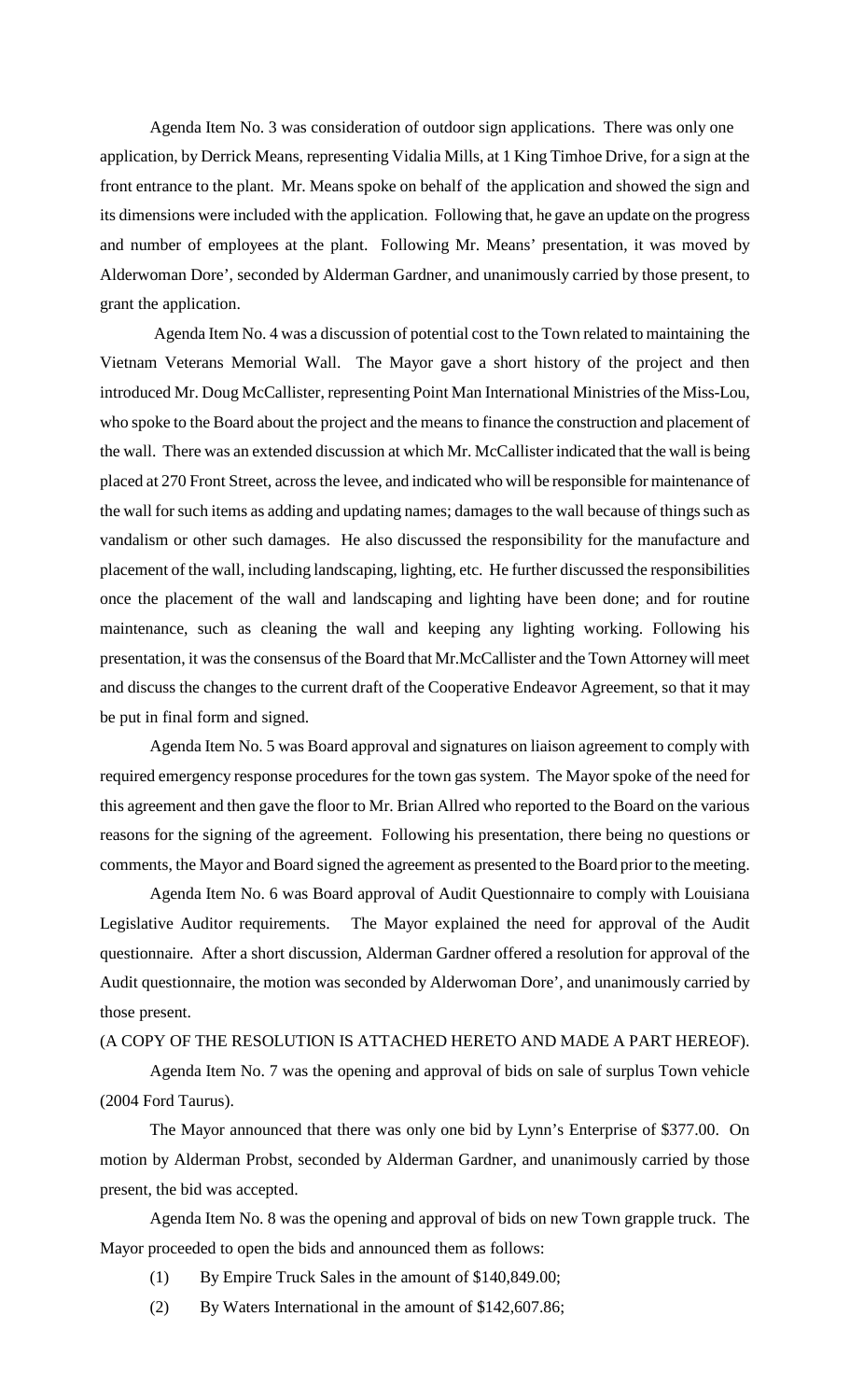Agenda Item No. 3 was consideration of outdoor sign applications. There was only one application, by Derrick Means, representing Vidalia Mills, at 1 King Timhoe Drive, for a sign at the front entrance to the plant. Mr. Means spoke on behalf of the application and showed the sign and its dimensions were included with the application. Following that, he gave an update on the progress and number of employees at the plant. Following Mr. Means' presentation, it was moved by Alderwoman Dore', seconded by Alderman Gardner, and unanimously carried by those present, to grant the application.

Agenda Item No. 4 was a discussion of potential cost to the Town related to maintaining the Vietnam Veterans Memorial Wall. The Mayor gave a short history of the project and then introduced Mr. Doug McCallister, representing Point Man International Ministries of the Miss-Lou, who spoke to the Board about the project and the means to finance the construction and placement of the wall. There was an extended discussion at which Mr. McCallister indicated that the wall is being placed at 270 Front Street, across the levee, and indicated who will be responsible for maintenance of the wall for such items as adding and updating names; damages to the wall because of things such as vandalism or other such damages. He also discussed the responsibility for the manufacture and placement of the wall, including landscaping, lighting, etc. He further discussed the responsibilities once the placement of the wall and landscaping and lighting have been done; and for routine maintenance, such as cleaning the wall and keeping any lighting working. Following his presentation, it was the consensus of the Board that Mr.McCallister and the Town Attorney will meet and discuss the changes to the current draft of the Cooperative Endeavor Agreement, so that it may be put in final form and signed.

Agenda Item No. 5 was Board approval and signatures on liaison agreement to comply with required emergency response procedures for the town gas system. The Mayor spoke of the need for this agreement and then gave the floor to Mr. Brian Allred who reported to the Board on the various reasons for the signing of the agreement. Following his presentation, there being no questions or comments, the Mayor and Board signed the agreement as presented to the Board prior to the meeting.

Agenda Item No. 6 was Board approval of Audit Questionnaire to comply with Louisiana Legislative Auditor requirements. The Mayor explained the need for approval of the Audit questionnaire. After a short discussion, Alderman Gardner offered a resolution for approval of the Audit questionnaire, the motion was seconded by Alderwoman Dore', and unanimously carried by those present.

(A COPY OF THE RESOLUTION IS ATTACHED HERETO AND MADE A PART HEREOF).

Agenda Item No. 7 was the opening and approval of bids on sale of surplus Town vehicle (2004 Ford Taurus).

The Mayor announced that there was only one bid by Lynn's Enterprise of $377.00. On motion by Alderman Probst, seconded by Alderman Gardner, and unanimously carried by those present, the bid was accepted.

Agenda Item No. 8 was the opening and approval of bids on new Town grapple truck. The Mayor proceeded to open the bids and announced them as follows:

(1) By Empire Truck Sales in the amount of $140,849.00;

(2) By Waters International in the amount of $142,607.86;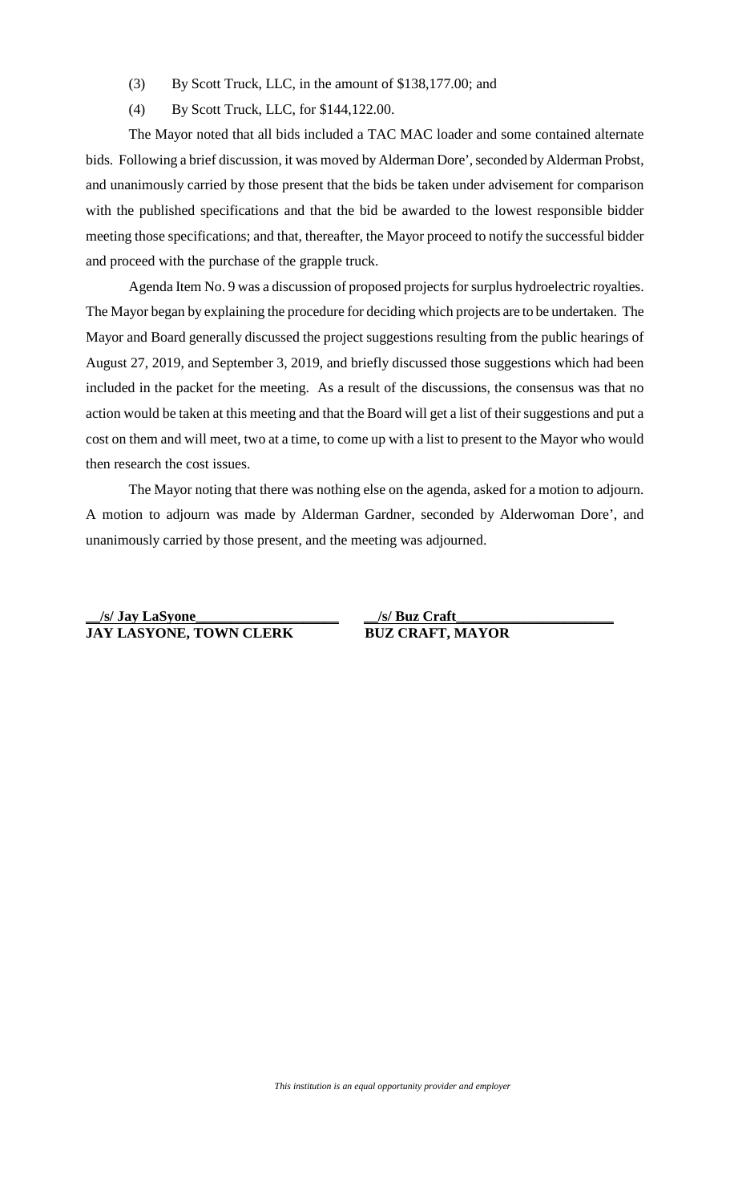(3) By Scott Truck, LLC, in the amount of $138,177.00; and

(4) By Scott Truck, LLC, for $144,122.00.

The Mayor noted that all bids included a TAC MAC loader and some contained alternate bids. Following a brief discussion, it was moved by Alderman Dore', seconded by Alderman Probst, and unanimously carried by those present that the bids be taken under advisement for comparison with the published specifications and that the bid be awarded to the lowest responsible bidder meeting those specifications; and that, thereafter, the Mayor proceed to notify the successful bidder and proceed with the purchase of the grapple truck.

Agenda Item No. 9 was a discussion of proposed projects for surplus hydroelectric royalties. The Mayor began by explaining the procedure for deciding which projects are to be undertaken. The Mayor and Board generally discussed the project suggestions resulting from the public hearings of August 27, 2019, and September 3, 2019, and briefly discussed those suggestions which had been included in the packet for the meeting. As a result of the discussions, the consensus was that no action would be taken at this meeting and that the Board will get a list of their suggestions and put a cost on them and will meet, two at a time, to come up with a list to present to the Mayor who would then research the cost issues.

The Mayor noting that there was nothing else on the agenda, asked for a motion to adjourn. A motion to adjourn was made by Alderman Gardner, seconded by Alderwoman Dore', and unanimously carried by those present, and the meeting was adjourned.

**__/s/ Jay LaSyone____________________**
**JAY LASYONE, TOWN CLERK**

**__/s/ Buz Craft______________________**
**BUZ CRAFT, MAYOR**

*This institution is an equal opportunity provider and employer*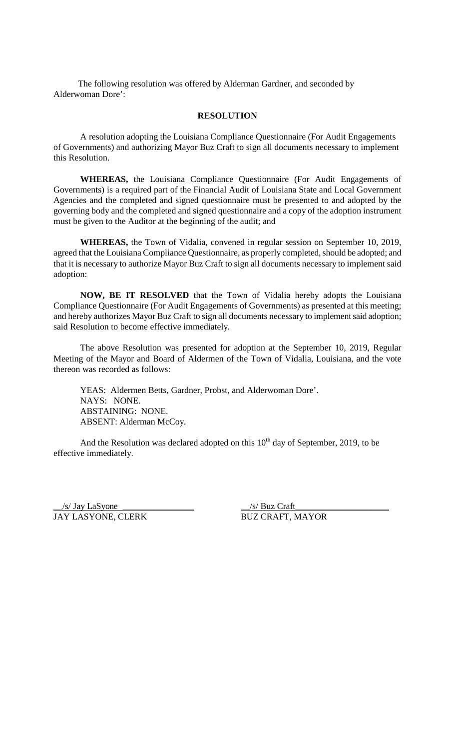The following resolution was offered by Alderman Gardner, and seconded by Alderwoman Dore':

**RESOLUTION**

A resolution adopting the Louisiana Compliance Questionnaire (For Audit Engagements of Governments) and authorizing Mayor Buz Craft to sign all documents necessary to implement this Resolution.

**WHEREAS,** the Louisiana Compliance Questionnaire (For Audit Engagements of Governments) is a required part of the Financial Audit of Louisiana State and Local Government Agencies and the completed and signed questionnaire must be presented to and adopted by the governing body and the completed and signed questionnaire and a copy of the adoption instrument must be given to the Auditor at the beginning of the audit; and

**WHEREAS,** the Town of Vidalia, convened in regular session on September 10, 2019, agreed that the Louisiana Compliance Questionnaire, as properly completed, should be adopted; and that it is necessary to authorize Mayor Buz Craft to sign all documents necessary to implement said adoption:

**NOW, BE IT RESOLVED** that the Town of Vidalia hereby adopts the Louisiana Compliance Questionnaire (For Audit Engagements of Governments) as presented at this meeting; and hereby authorizes Mayor Buz Craft to sign all documents necessary to implement said adoption; said Resolution to become effective immediately.

The above Resolution was presented for adoption at the September 10, 2019, Regular Meeting of the Mayor and Board of Aldermen of the Town of Vidalia, Louisiana, and the vote thereon was recorded as follows:

YEAS: Aldermen Betts, Gardner, Probst, and Alderwoman Dore'.
NAYS: NONE.
ABSTAINING: NONE.
ABSENT: Alderman McCoy.

And the Resolution was declared adopted on this 10th day of September, 2019, to be effective immediately.

/s/ Jay LaSyone
JAY LASYONE, CLERK

/s/ Buz Craft
BUZ CRAFT, MAYOR